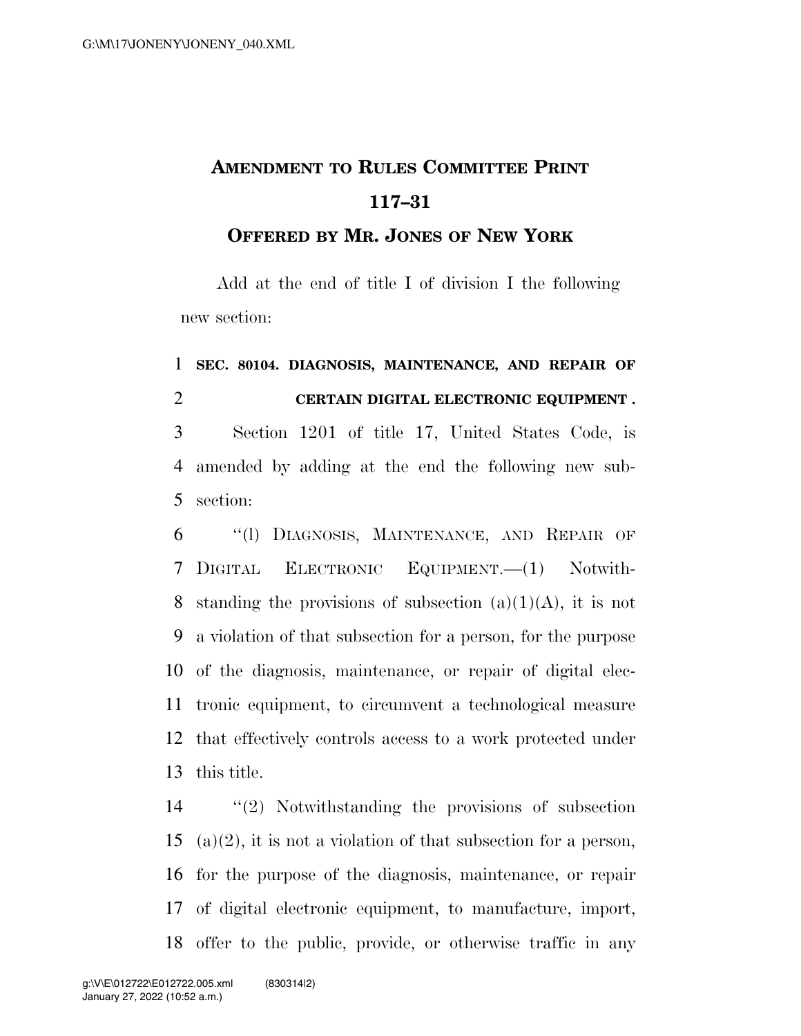# AMENDMENT TO RULES COMMITTEE PRINT 117–31

## OFFERED BY MR. JONES OF NEW YORK

Add at the end of title I of division I the following new section:

**SEC. 80104. DIAGNOSIS, MAINTENANCE, AND REPAIR OF CERTAIN DIGITAL ELECTRONIC EQUIPMENT .**

Section 1201 of title 17, United States Code, is amended by adding at the end the following new subsection:

"(l) DIAGNOSIS, MAINTENANCE, AND REPAIR OF DIGITAL ELECTRONIC EQUIPMENT.—(1) Notwithstanding the provisions of subsection (a)(1)(A), it is not a violation of that subsection for a person, for the purpose of the diagnosis, maintenance, or repair of digital electronic equipment, to circumvent a technological measure that effectively controls access to a work protected under this title.

"(2) Notwithstanding the provisions of subsection (a)(2), it is not a violation of that subsection for a person, for the purpose of the diagnosis, maintenance, or repair of digital electronic equipment, to manufacture, import, offer to the public, provide, or otherwise traffic in any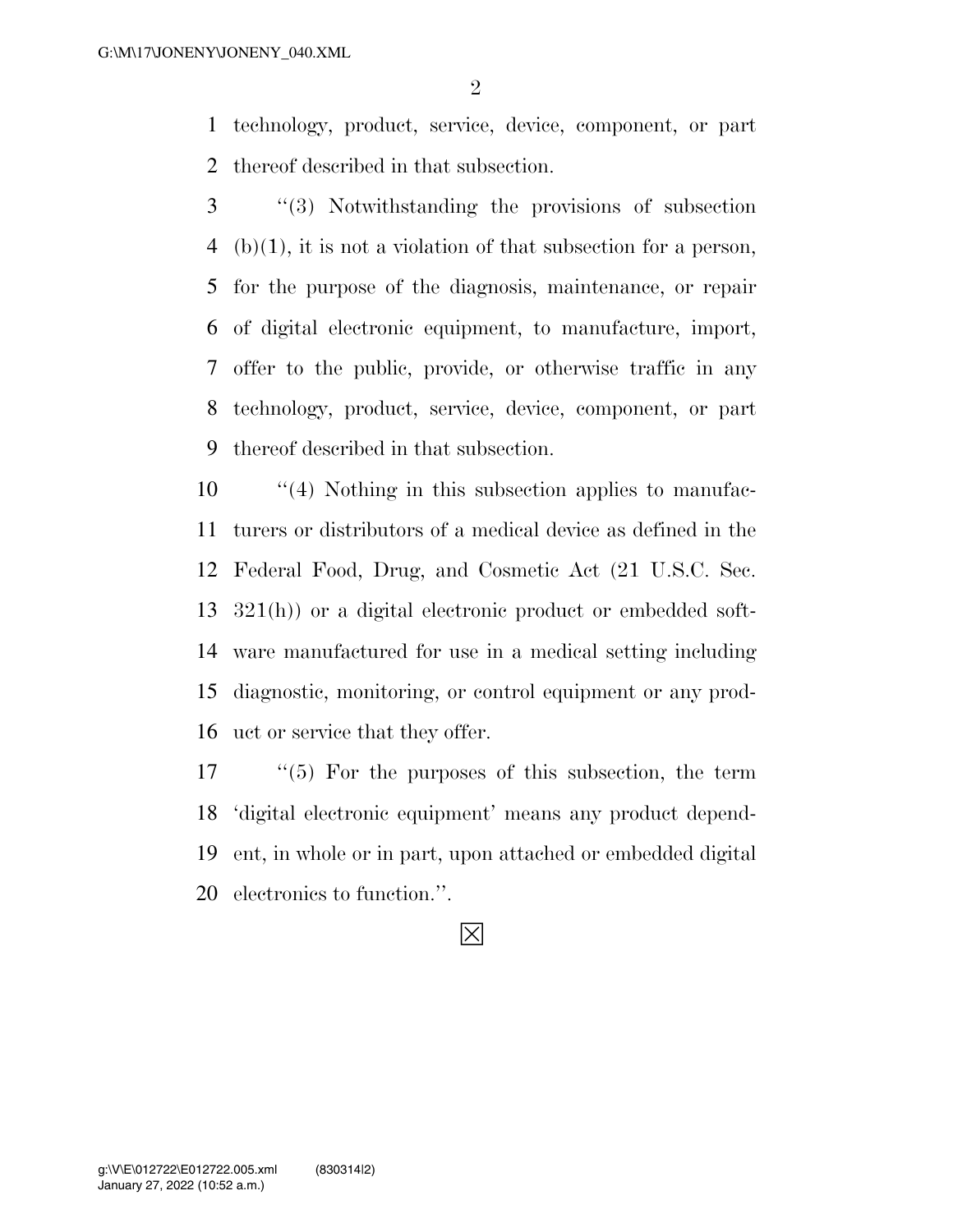technology, product, service, device, component, or part thereof described in that subsection.

"(3) Notwithstanding the provisions of subsection (b)(1), it is not a violation of that subsection for a person, for the purpose of the diagnosis, maintenance, or repair of digital electronic equipment, to manufacture, import, offer to the public, provide, or otherwise traffic in any technology, product, service, device, component, or part thereof described in that subsection.

"(4) Nothing in this subsection applies to manufacturers or distributors of a medical device as defined in the Federal Food, Drug, and Cosmetic Act (21 U.S.C. Sec. 321(h)) or a digital electronic product or embedded software manufactured for use in a medical setting including diagnostic, monitoring, or control equipment or any product or service that they offer.

"(5) For the purposes of this subsection, the term 'digital electronic equipment' means any product dependent, in whole or in part, upon attached or embedded digital electronics to function.".